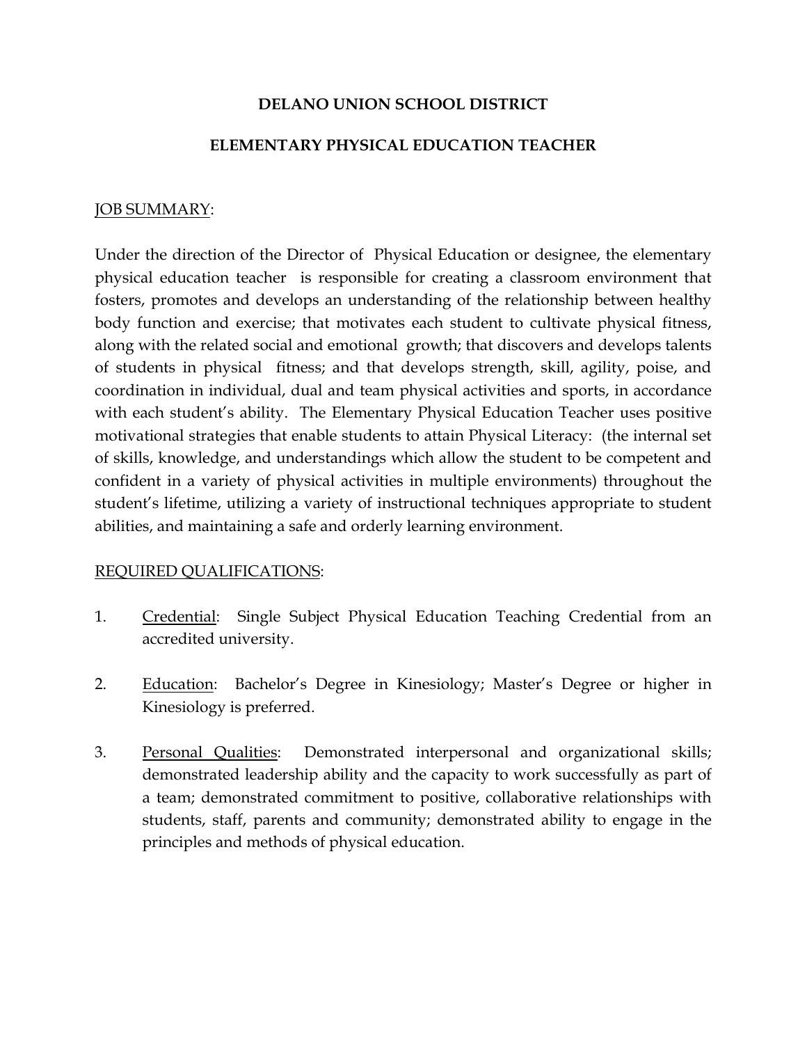# DELANO UNION SCHOOL DISTRICT

## ELEMENTARY PHYSICAL EDUCATION TEACHER

JOB SUMMARY:

Under the direction of the Director of Physical Education or designee, the elementary physical education teacher is responsible for creating a classroom environment that fosters, promotes and develops an understanding of the relationship between healthy body function and exercise; that motivates each student to cultivate physical fitness, along with the related social and emotional growth; that discovers and develops talents of students in physical fitness; and that develops strength, skill, agility, poise, and coordination in individual, dual and team physical activities and sports, in accordance with each student's ability. The Elementary Physical Education Teacher uses positive motivational strategies that enable students to attain Physical Literacy: (the internal set of skills, knowledge, and understandings which allow the student to be competent and confident in a variety of physical activities in multiple environments) throughout the student's lifetime, utilizing a variety of instructional techniques appropriate to student abilities, and maintaining a safe and orderly learning environment.

REQUIRED QUALIFICATIONS:

1. Credential: Single Subject Physical Education Teaching Credential from an accredited university.

2. Education: Bachelor's Degree in Kinesiology; Master's Degree or higher in Kinesiology is preferred.

3. Personal Qualities: Demonstrated interpersonal and organizational skills; demonstrated leadership ability and the capacity to work successfully as part of a team; demonstrated commitment to positive, collaborative relationships with students, staff, parents and community; demonstrated ability to engage in the principles and methods of physical education.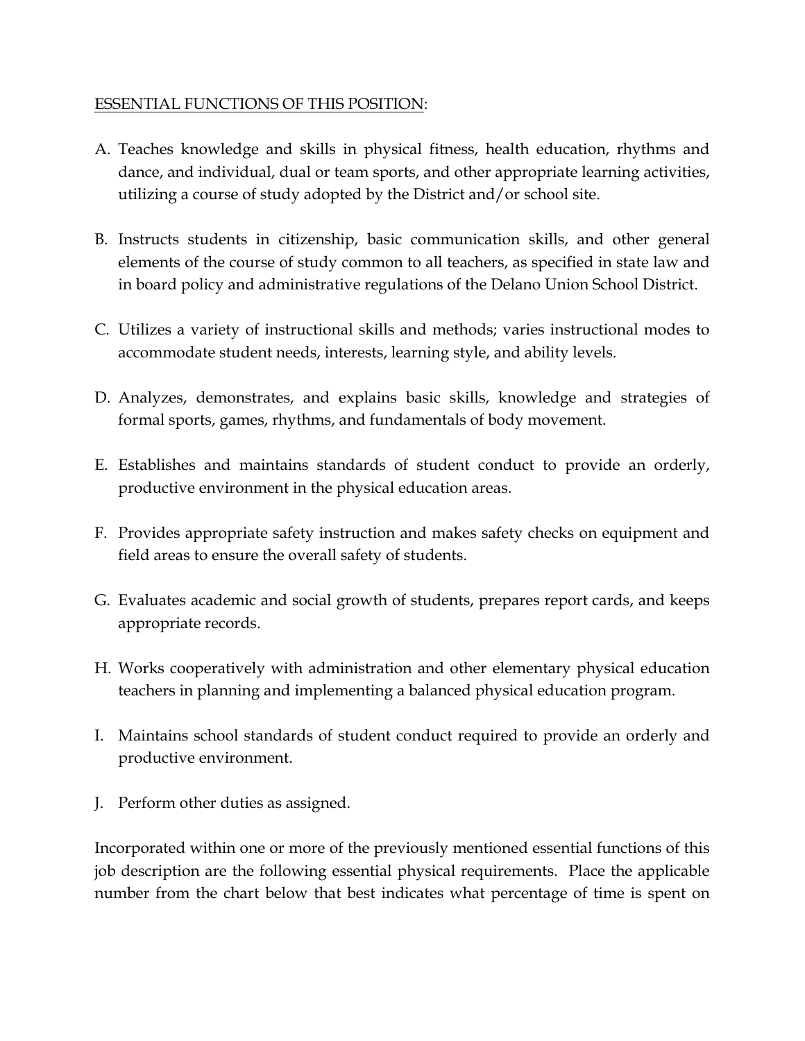ESSENTIAL FUNCTIONS OF THIS POSITION:

A. Teaches knowledge and skills in physical fitness, health education, rhythms and dance, and individual, dual or team sports, and other appropriate learning activities, utilizing a course of study adopted by the District and/or school site.

B. Instructs students in citizenship, basic communication skills, and other general elements of the course of study common to all teachers, as specified in state law and in board policy and administrative regulations of the Delano Union School District.

C. Utilizes a variety of instructional skills and methods; varies instructional modes to accommodate student needs, interests, learning style, and ability levels.

D. Analyzes, demonstrates, and explains basic skills, knowledge and strategies of formal sports, games, rhythms, and fundamentals of body movement.

E. Establishes and maintains standards of student conduct to provide an orderly, productive environment in the physical education areas.

F. Provides appropriate safety instruction and makes safety checks on equipment and field areas to ensure the overall safety of students.

G. Evaluates academic and social growth of students, prepares report cards, and keeps appropriate records.

H. Works cooperatively with administration and other elementary physical education teachers in planning and implementing a balanced physical education program.

I. Maintains school standards of student conduct required to provide an orderly and productive environment.

J. Perform other duties as assigned.

Incorporated within one or more of the previously mentioned essential functions of this job description are the following essential physical requirements. Place the applicable number from the chart below that best indicates what percentage of time is spent on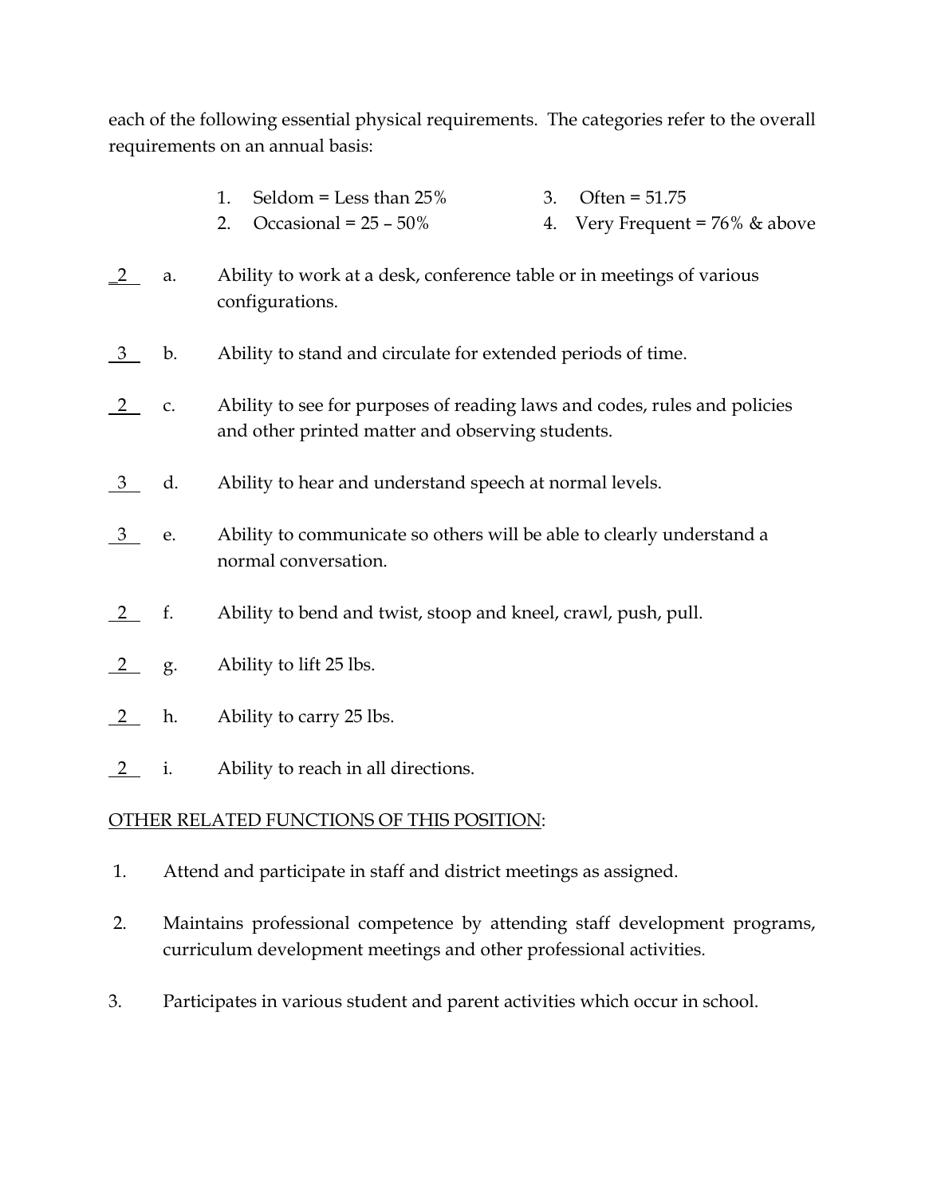each of the following essential physical requirements. The categories refer to the overall requirements on an annual basis:

1. Seldom = Less than 25%
2. Occasional = 25 – 50%
3. Often = 51.75
4. Very Frequent = 76% & above

_2_ a. Ability to work at a desk, conference table or in meetings of various configurations.

_3_ b. Ability to stand and circulate for extended periods of time.

_2_ c. Ability to see for purposes of reading laws and codes, rules and policies and other printed matter and observing students.

_3_ d. Ability to hear and understand speech at normal levels.

_3_ e. Ability to communicate so others will be able to clearly understand a normal conversation.

_2_ f. Ability to bend and twist, stoop and kneel, crawl, push, pull.

_2_ g. Ability to lift 25 lbs.

_2_ h. Ability to carry 25 lbs.

_2_ i. Ability to reach in all directions.

<u>OTHER RELATED FUNCTIONS OF THIS POSITION</u>:

1. Attend and participate in staff and district meetings as assigned.

2. Maintains professional competence by attending staff development programs, curriculum development meetings and other professional activities.

3. Participates in various student and parent activities which occur in school.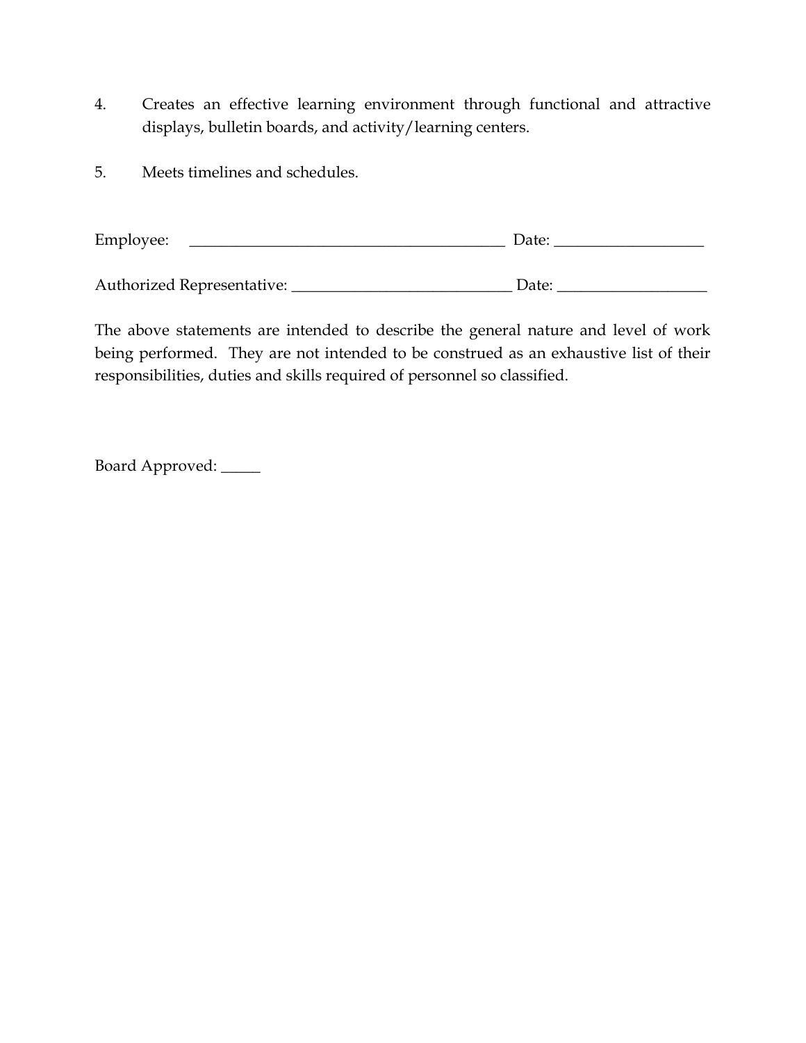4. Creates an effective learning environment through functional and attractive displays, bulletin boards, and activity/learning centers.

5. Meets timelines and schedules.

Employee: ________________________________________ Date: ___________________

Authorized Representative: ____________________________ Date: ___________________

The above statements are intended to describe the general nature and level of work being performed. They are not intended to be construed as an exhaustive list of their responsibilities, duties and skills required of personnel so classified.

Board Approved: _____